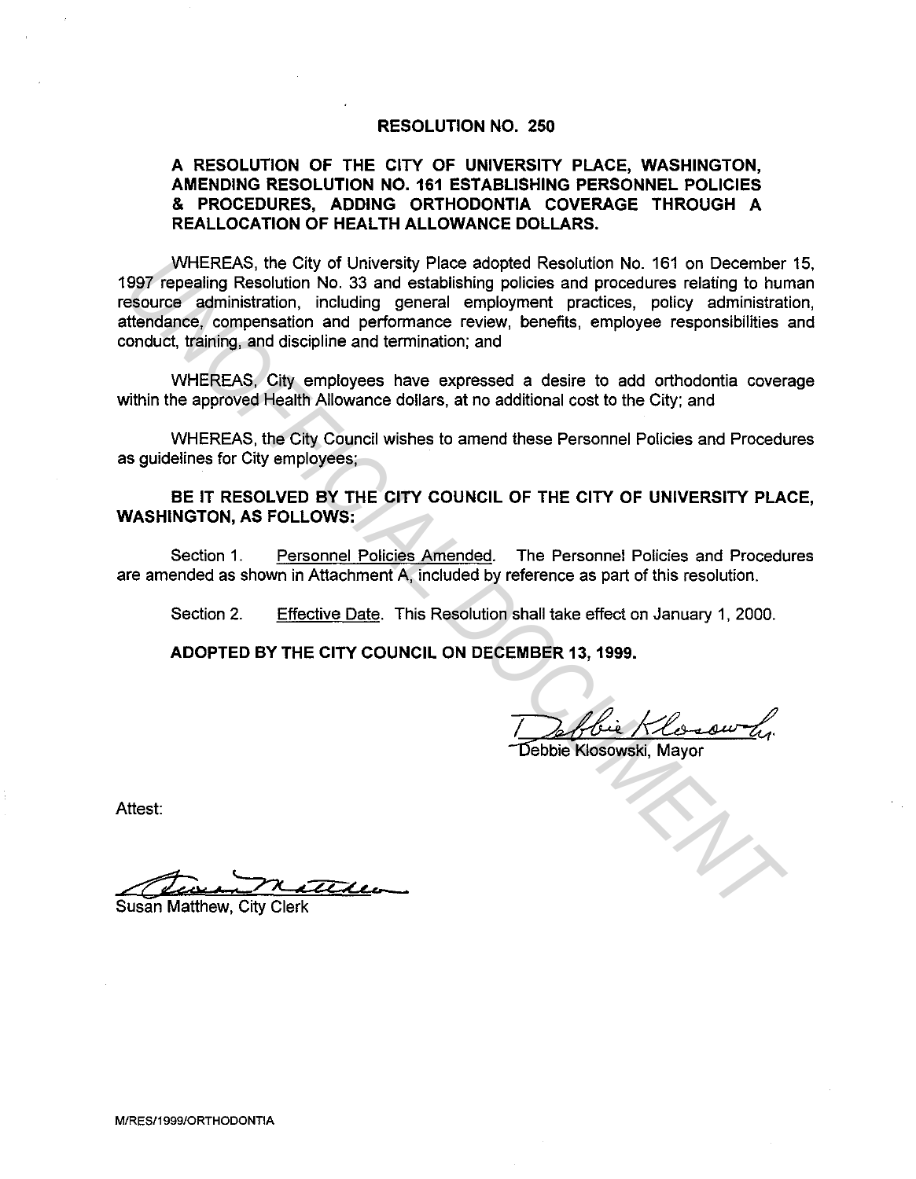# RESOLUTION NO. 250

## A RESOLUTION OF THE CITY OF UNIVERSITY PLACE, WASHINGTON, AMENDING RESOLUTION NO. 161 ESTABLISHING PERSONNEL POLICIES & PROCEDURES, ADDING ORTHODONTIA COVERAGE THROUGH A REALLOCATION OF HEALTH ALLOWANCE DOLLARS.

WHEREAS, the City of University Place adopted Resolution No. 161 on December 15, 1997 repealing Resolution No. 33 and establishing policies and procedures relating to human resource administration, including general employment practices, policy administration, attendance, compensation and performance review, benefits, employee responsibilities and conduct, training, and discipline and termination; and

WHEREAS, City employees have expressed a desire to add orthodontia coverage within the approved Health Allowance dollars, at no additional cost to the City; and

WHEREAS, the City Council wishes to amend these Personnel Policies and Procedures as guidelines for City employees;

**BE IT RESOLVED BY THE CITY COUNCIL OF THE CITY OF UNIVERSITY PLACE, WASHINGTON, AS FOLLOWS:**

Section 1. Personnel Policies Amended. The Personnel Policies and Procedures are amended as shown in Attachment A, included by reference as part of this resolution.

Section 2. Effective Date. This Resolution shall take effect on January 1, 2000.

**ADOPTED BY THE CITY COUNCIL ON DECEMBER 13, 1999.**

Debbie Klosowski, Mayor

Attest:

Susan Matthew, City Clerk

M/RES/1999/ORTHODONTIA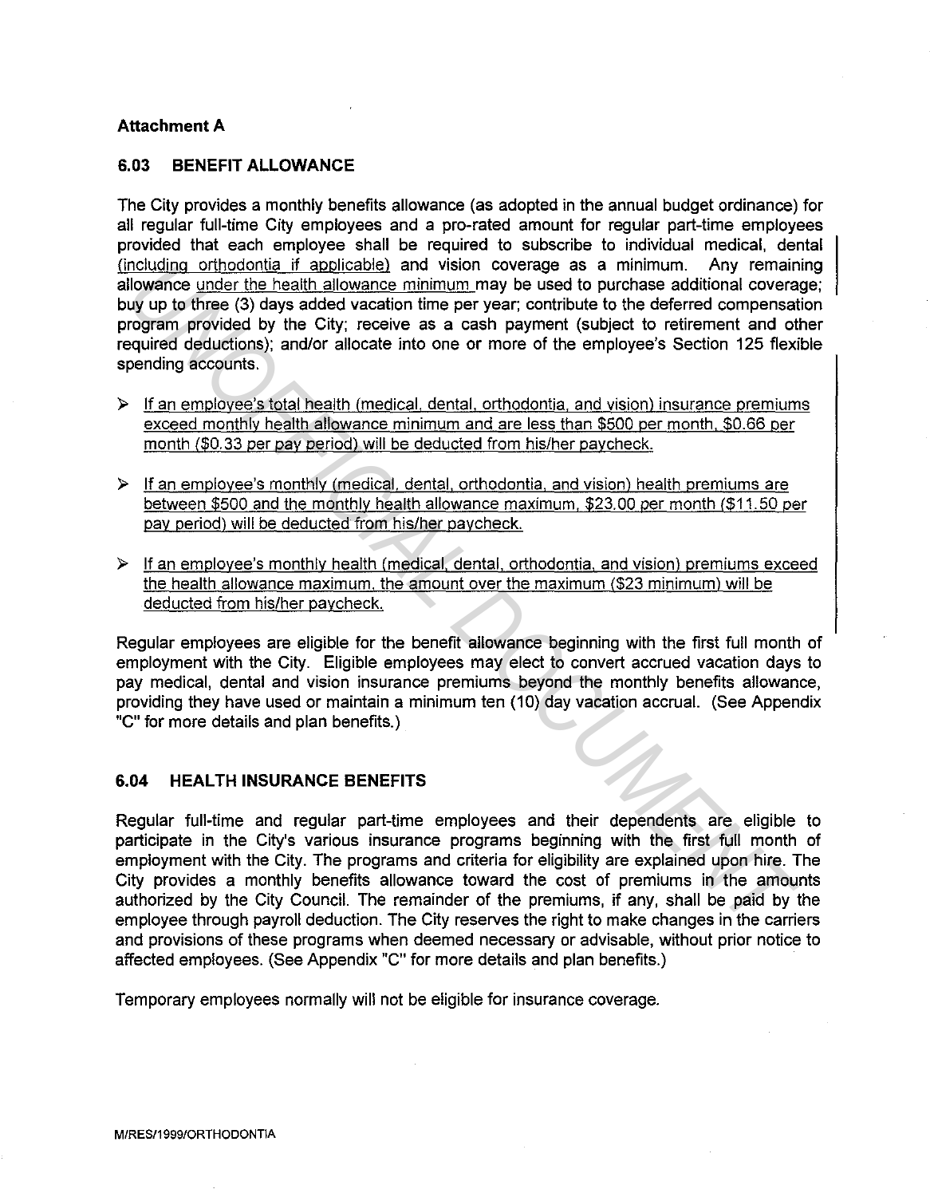**Attachment A**

## 6.03 BENEFIT ALLOWANCE

The City provides a monthly benefits allowance (as adopted in the annual budget ordinance) for all regular full-time City employees and a pro-rated amount for regular part-time employees provided that each employee shall be required to subscribe to individual medical, dental (including orthodontia if applicable) and vision coverage as a minimum. Any remaining allowance under the health allowance minimum may be used to purchase additional coverage; buy up to three (3) days added vacation time per year; contribute to the deferred compensation program provided by the City; receive as a cash payment (subject to retirement and other required deductions); and/or allocate into one or more of the employee's Section 125 flexible spending accounts.

- If an employee's total health (medical, dental, orthodontia, and vision) insurance premiums exceed monthly health allowance minimum and are less than $500 per month, $0.66 per month ($0.33 per pay period) will be deducted from his/her paycheck.
- If an employee's monthly (medical, dental, orthodontia, and vision) health premiums are between $500 and the monthly health allowance maximum, $23.00 per month ($11.50 per pay period) will be deducted from his/her paycheck.
- If an employee's monthly health (medical, dental, orthodontia, and vision) premiums exceed the health allowance maximum, the amount over the maximum ($23 minimum) will be deducted from his/her paycheck.

Regular employees are eligible for the benefit allowance beginning with the first full month of employment with the City. Eligible employees may elect to convert accrued vacation days to pay medical, dental and vision insurance premiums beyond the monthly benefits allowance, providing they have used or maintain a minimum ten (10) day vacation accrual. (See Appendix "C" for more details and plan benefits.)

## 6.04 HEALTH INSURANCE BENEFITS

Regular full-time and regular part-time employees and their dependents are eligible to participate in the City's various insurance programs beginning with the first full month of employment with the City. The programs and criteria for eligibility are explained upon hire. The City provides a monthly benefits allowance toward the cost of premiums in the amounts authorized by the City Council. The remainder of the premiums, if any, shall be paid by the employee through payroll deduction. The City reserves the right to make changes in the carriers and provisions of these programs when deemed necessary or advisable, without prior notice to affected employees. (See Appendix "C" for more details and plan benefits.)

Temporary employees normally will not be eligible for insurance coverage.

M/RES/1999/ORTHODONTIA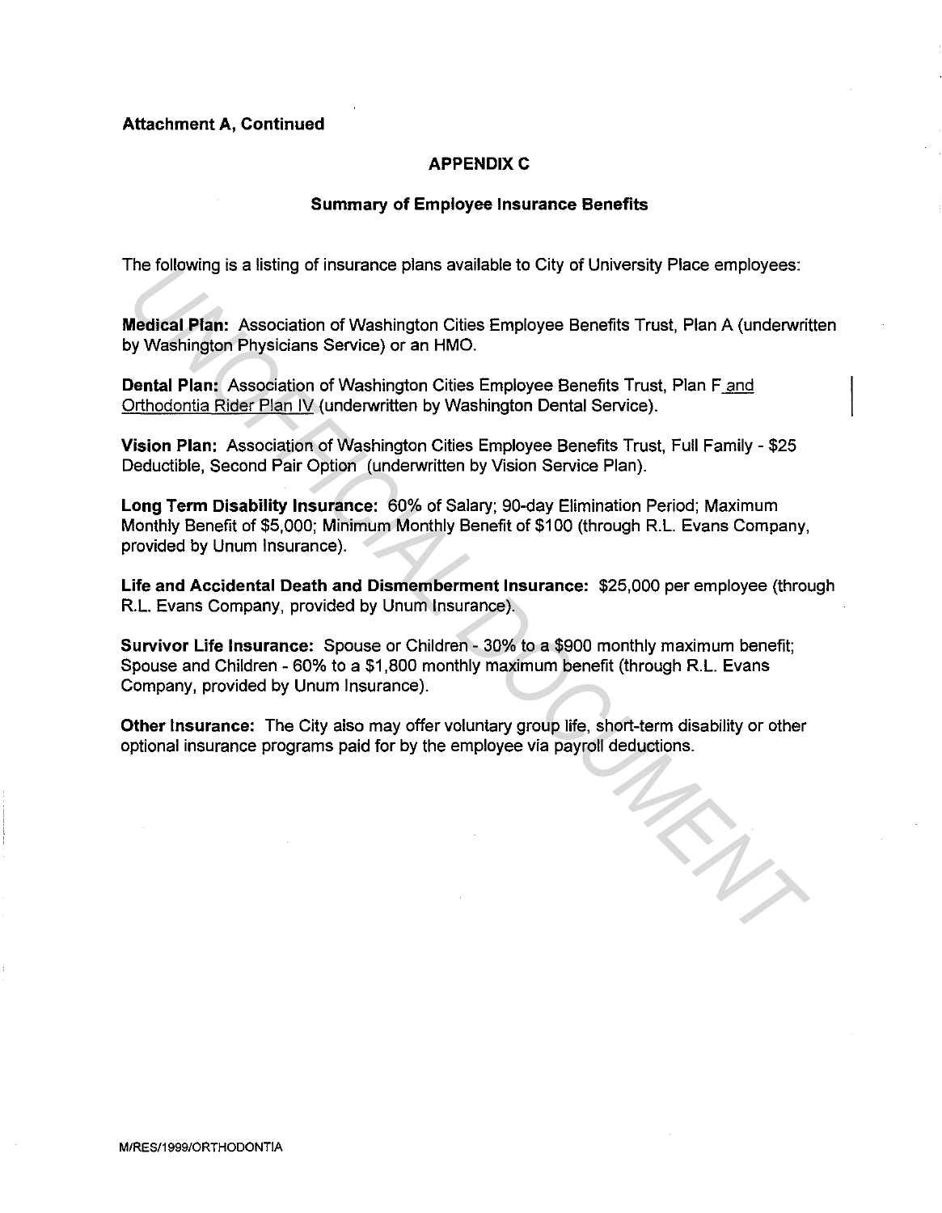**Attachment A, Continued**

## APPENDIX C

### Summary of Employee Insurance Benefits

The following is a listing of insurance plans available to City of University Place employees:

**Medical Plan:** Association of Washington Cities Employee Benefits Trust, Plan A (underwritten by Washington Physicians Service) or an HMO.

**Dental Plan:** Association of Washington Cities Employee Benefits Trust, Plan F and Orthodontia Rider Plan IV (underwritten by Washington Dental Service).

**Vision Plan:** Association of Washington Cities Employee Benefits Trust, Full Family - $25 Deductible, Second Pair Option (underwritten by Vision Service Plan).

**Long Term Disability Insurance:** 60% of Salary; 90-day Elimination Period; Maximum Monthly Benefit of $5,000; Minimum Monthly Benefit of $100 (through R.L. Evans Company, provided by Unum Insurance).

**Life and Accidental Death and Dismemberment Insurance:** $25,000 per employee (through R.L. Evans Company, provided by Unum Insurance).

**Survivor Life Insurance:** Spouse or Children - 30% to a $900 monthly maximum benefit; Spouse and Children - 60% to a $1,800 monthly maximum benefit (through R.L. Evans Company, provided by Unum Insurance).

**Other Insurance:** The City also may offer voluntary group life, short-term disability or other optional insurance programs paid for by the employee via payroll deductions.

M/RES/1999/ORTHODONTIA